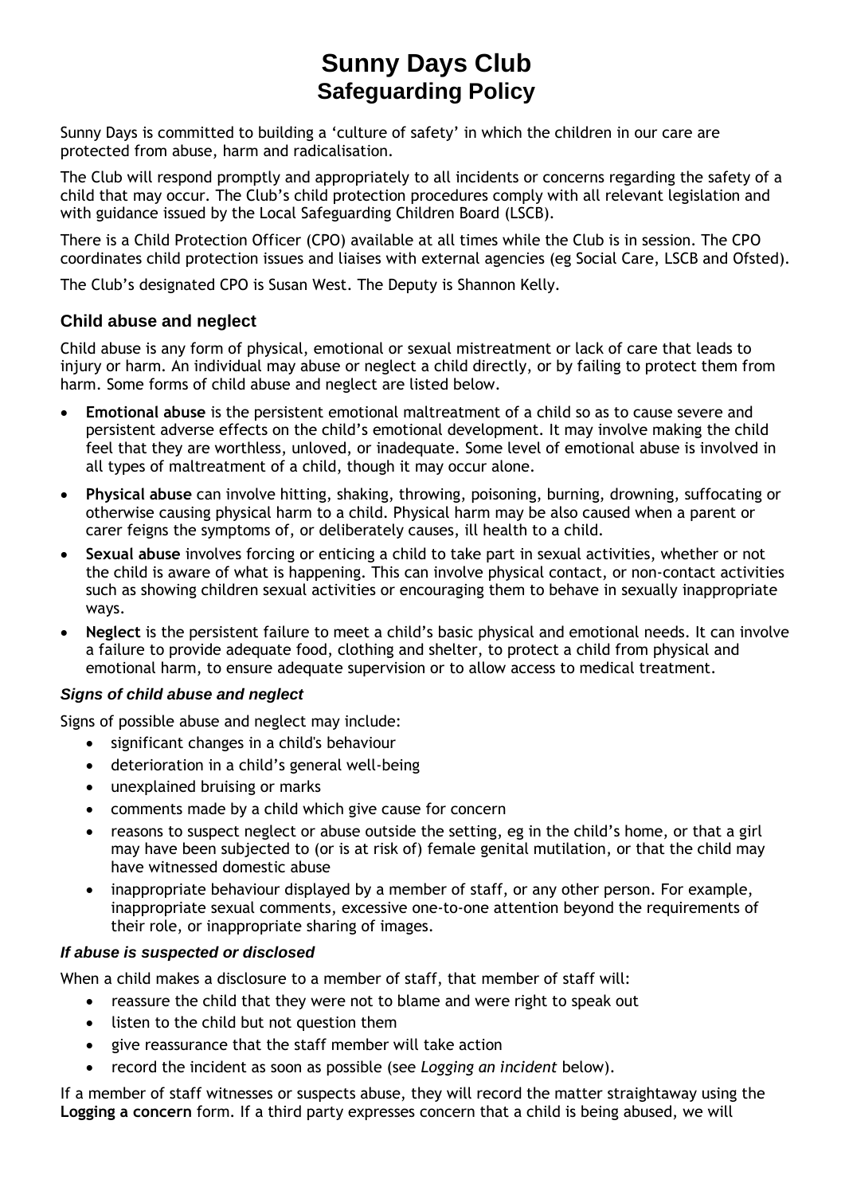# Sunny Days Club
## Safeguarding Policy

Sunny Days is committed to building a 'culture of safety' in which the children in our care are protected from abuse, harm and radicalisation.

The Club will respond promptly and appropriately to all incidents or concerns regarding the safety of a child that may occur. The Club's child protection procedures comply with all relevant legislation and with guidance issued by the Local Safeguarding Children Board (LSCB).

There is a Child Protection Officer (CPO) available at all times while the Club is in session. The CPO coordinates child protection issues and liaises with external agencies (eg Social Care, LSCB and Ofsted).

The Club's designated CPO is Susan West. The Deputy is Shannon Kelly.

### Child abuse and neglect

Child abuse is any form of physical, emotional or sexual mistreatment or lack of care that leads to injury or harm. An individual may abuse or neglect a child directly, or by failing to protect them from harm. Some forms of child abuse and neglect are listed below.

- **Emotional abuse** is the persistent emotional maltreatment of a child so as to cause severe and persistent adverse effects on the child's emotional development. It may involve making the child feel that they are worthless, unloved, or inadequate. Some level of emotional abuse is involved in all types of maltreatment of a child, though it may occur alone.
- **Physical abuse** can involve hitting, shaking, throwing, poisoning, burning, drowning, suffocating or otherwise causing physical harm to a child. Physical harm may be also caused when a parent or carer feigns the symptoms of, or deliberately causes, ill health to a child.
- **Sexual abuse** involves forcing or enticing a child to take part in sexual activities, whether or not the child is aware of what is happening. This can involve physical contact, or non-contact activities such as showing children sexual activities or encouraging them to behave in sexually inappropriate ways.
- **Neglect** is the persistent failure to meet a child's basic physical and emotional needs. It can involve a failure to provide adequate food, clothing and shelter, to protect a child from physical and emotional harm, to ensure adequate supervision or to allow access to medical treatment.

#### *Signs of child abuse and neglect*

Signs of possible abuse and neglect may include:

- significant changes in a child's behaviour
- deterioration in a child's general well-being
- unexplained bruising or marks
- comments made by a child which give cause for concern
- reasons to suspect neglect or abuse outside the setting, eg in the child's home, or that a girl may have been subjected to (or is at risk of) female genital mutilation, or that the child may have witnessed domestic abuse
- inappropriate behaviour displayed by a member of staff, or any other person. For example, inappropriate sexual comments, excessive one-to-one attention beyond the requirements of their role, or inappropriate sharing of images.

#### *If abuse is suspected or disclosed*

When a child makes a disclosure to a member of staff, that member of staff will:

- reassure the child that they were not to blame and were right to speak out
- listen to the child but not question them
- give reassurance that the staff member will take action
- record the incident as soon as possible (see *Logging an incident* below).

If a member of staff witnesses or suspects abuse, they will record the matter straightaway using the **Logging a concern** form. If a third party expresses concern that a child is being abused, we will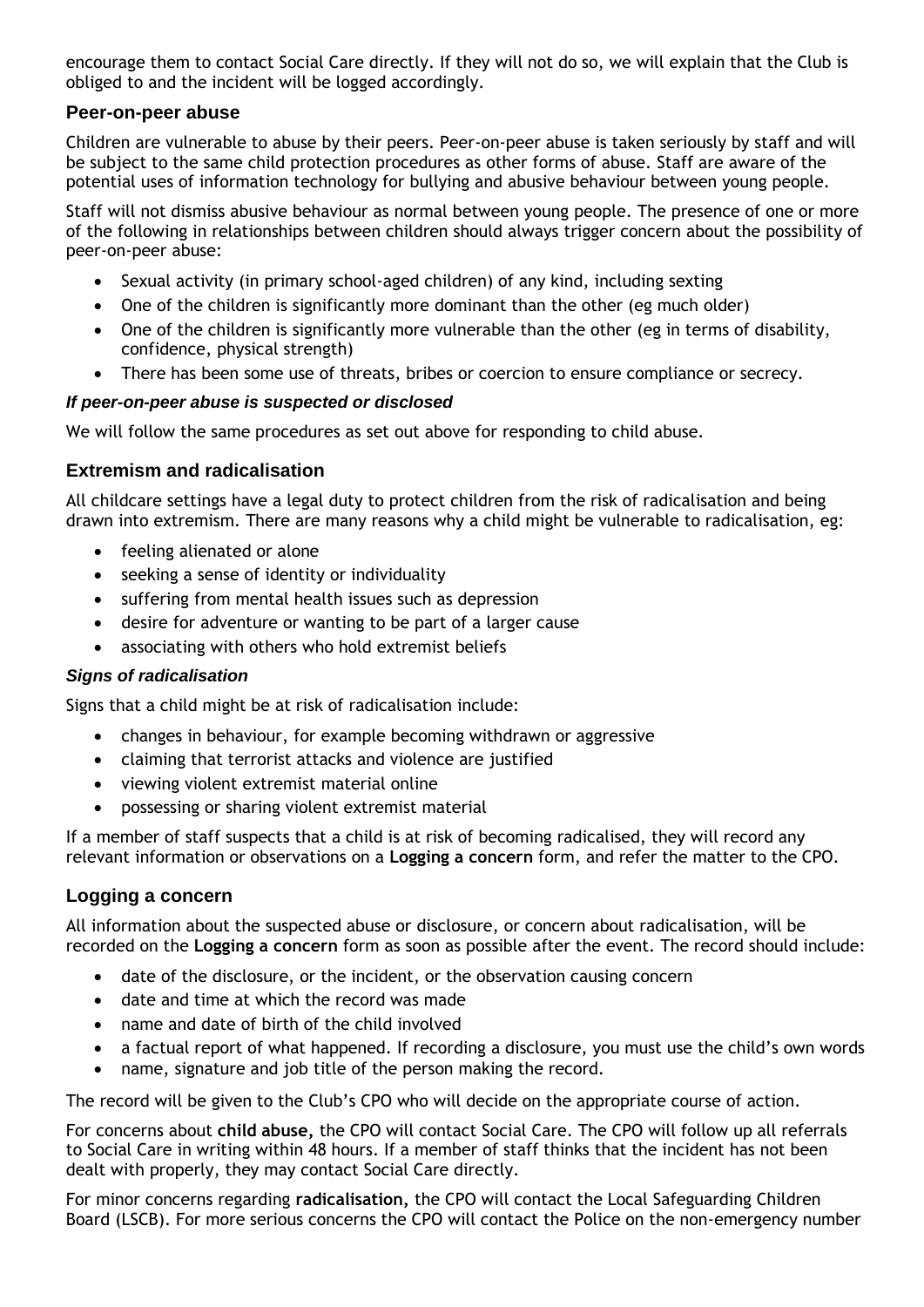encourage them to contact Social Care directly. If they will not do so, we will explain that the Club is obliged to and the incident will be logged accordingly.

## Peer-on-peer abuse

Children are vulnerable to abuse by their peers. Peer-on-peer abuse is taken seriously by staff and will be subject to the same child protection procedures as other forms of abuse. Staff are aware of the potential uses of information technology for bullying and abusive behaviour between young people.

Staff will not dismiss abusive behaviour as normal between young people. The presence of one or more of the following in relationships between children should always trigger concern about the possibility of peer-on-peer abuse:

- Sexual activity (in primary school-aged children) of any kind, including sexting
- One of the children is significantly more dominant than the other (eg much older)
- One of the children is significantly more vulnerable than the other (eg in terms of disability, confidence, physical strength)
- There has been some use of threats, bribes or coercion to ensure compliance or secrecy.

### *If peer-on-peer abuse is suspected or disclosed*

We will follow the same procedures as set out above for responding to child abuse.

## Extremism and radicalisation

All childcare settings have a legal duty to protect children from the risk of radicalisation and being drawn into extremism. There are many reasons why a child might be vulnerable to radicalisation, eg:

- feeling alienated or alone
- seeking a sense of identity or individuality
- suffering from mental health issues such as depression
- desire for adventure or wanting to be part of a larger cause
- associating with others who hold extremist beliefs

### *Signs of radicalisation*

Signs that a child might be at risk of radicalisation include:

- changes in behaviour, for example becoming withdrawn or aggressive
- claiming that terrorist attacks and violence are justified
- viewing violent extremist material online
- possessing or sharing violent extremist material

If a member of staff suspects that a child is at risk of becoming radicalised, they will record any relevant information or observations on a **Logging a concern** form, and refer the matter to the CPO.

## Logging a concern

All information about the suspected abuse or disclosure, or concern about radicalisation, will be recorded on the **Logging a concern** form as soon as possible after the event. The record should include:

- date of the disclosure, or the incident, or the observation causing concern
- date and time at which the record was made
- name and date of birth of the child involved
- a factual report of what happened. If recording a disclosure, you must use the child's own words
- name, signature and job title of the person making the record.

The record will be given to the Club's CPO who will decide on the appropriate course of action.

For concerns about **child abuse,** the CPO will contact Social Care. The CPO will follow up all referrals to Social Care in writing within 48 hours. If a member of staff thinks that the incident has not been dealt with properly, they may contact Social Care directly.

For minor concerns regarding **radicalisation,** the CPO will contact the Local Safeguarding Children Board (LSCB). For more serious concerns the CPO will contact the Police on the non-emergency number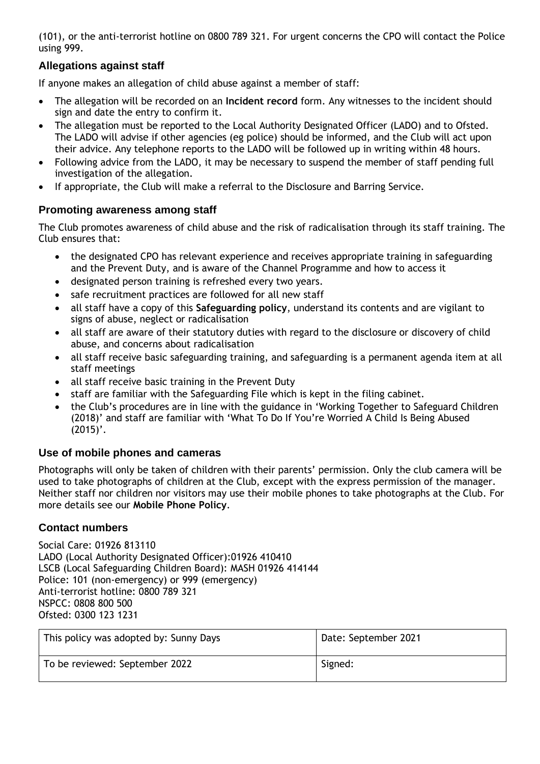(101), or the anti-terrorist hotline on 0800 789 321. For urgent concerns the CPO will contact the Police using 999.

### Allegations against staff

If anyone makes an allegation of child abuse against a member of staff:

- The allegation will be recorded on an **Incident record** form. Any witnesses to the incident should sign and date the entry to confirm it.
- The allegation must be reported to the Local Authority Designated Officer (LADO) and to Ofsted. The LADO will advise if other agencies (eg police) should be informed, and the Club will act upon their advice. Any telephone reports to the LADO will be followed up in writing within 48 hours.
- Following advice from the LADO, it may be necessary to suspend the member of staff pending full investigation of the allegation.
- If appropriate, the Club will make a referral to the Disclosure and Barring Service.

### Promoting awareness among staff

The Club promotes awareness of child abuse and the risk of radicalisation through its staff training. The Club ensures that:

- the designated CPO has relevant experience and receives appropriate training in safeguarding and the Prevent Duty, and is aware of the Channel Programme and how to access it
- designated person training is refreshed every two years.
- safe recruitment practices are followed for all new staff
- all staff have a copy of this **Safeguarding policy**, understand its contents and are vigilant to signs of abuse, neglect or radicalisation
- all staff are aware of their statutory duties with regard to the disclosure or discovery of child abuse, and concerns about radicalisation
- all staff receive basic safeguarding training, and safeguarding is a permanent agenda item at all staff meetings
- all staff receive basic training in the Prevent Duty
- staff are familiar with the Safeguarding File which is kept in the filing cabinet.
- the Club's procedures are in line with the guidance in 'Working Together to Safeguard Children (2018)' and staff are familiar with 'What To Do If You're Worried A Child Is Being Abused (2015)'.

### Use of mobile phones and cameras

Photographs will only be taken of children with their parents' permission. Only the club camera will be used to take photographs of children at the Club, except with the express permission of the manager. Neither staff nor children nor visitors may use their mobile phones to take photographs at the Club. For more details see our **Mobile Phone Policy**.

### Contact numbers

Social Care: 01926 813110
LADO (Local Authority Designated Officer):01926 410410
LSCB (Local Safeguarding Children Board): MASH 01926 414144
Police: 101 (non-emergency) or 999 (emergency)
Anti-terrorist hotline: 0800 789 321
NSPCC: 0808 800 500
Ofsted: 0300 123 1231

| | |
|---|---|
| This policy was adopted by: Sunny Days | Date: September 2021 |
| To be reviewed: September 2022 | Signed: |